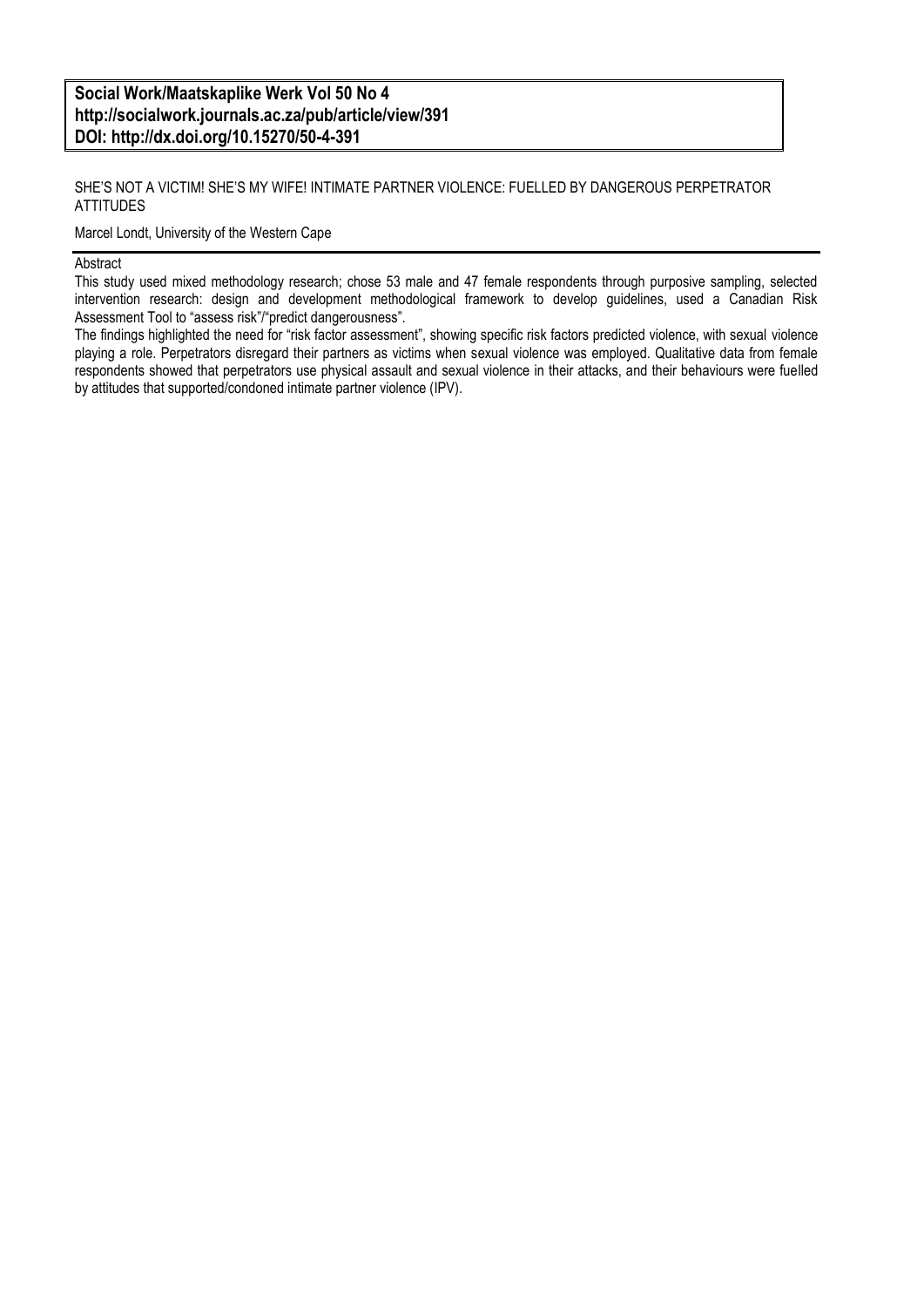**Social Work/Maatskaplike Werk Vol 50 No 4**
**http://socialwork.journals.ac.za/pub/article/view/391**
**DOI: http://dx.doi.org/10.15270/50-4-391**

# SHE'S NOT A VICTIM! SHE'S MY WIFE! INTIMATE PARTNER VIOLENCE: FUELLED BY DANGEROUS PERPETRATOR ATTITUDES

Marcel Londt, University of the Western Cape

## Abstract

This study used mixed methodology research; chose 53 male and 47 female respondents through purposive sampling, selected intervention research: design and development methodological framework to develop guidelines, used a Canadian Risk Assessment Tool to "assess risk"/"predict dangerousness".

The findings highlighted the need for "risk factor assessment", showing specific risk factors predicted violence, with sexual violence playing a role. Perpetrators disregard their partners as victims when sexual violence was employed. Qualitative data from female respondents showed that perpetrators use physical assault and sexual violence in their attacks, and their behaviours were fuelled by attitudes that supported/condoned intimate partner violence (IPV).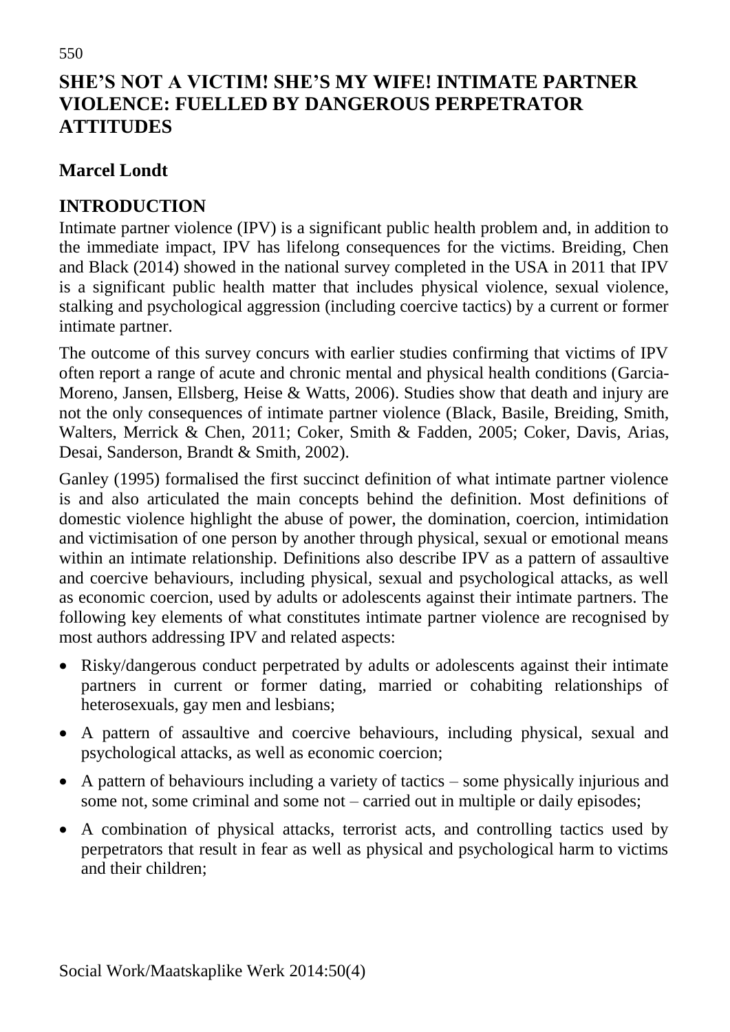# SHE'S NOT A VICTIM! SHE'S MY WIFE! INTIMATE PARTNER VIOLENCE: FUELLED BY DANGEROUS PERPETRATOR ATTITUDES

**Marcel Londt**

## INTRODUCTION

Intimate partner violence (IPV) is a significant public health problem and, in addition to the immediate impact, IPV has lifelong consequences for the victims. Breiding, Chen and Black (2014) showed in the national survey completed in the USA in 2011 that IPV is a significant public health matter that includes physical violence, sexual violence, stalking and psychological aggression (including coercive tactics) by a current or former intimate partner.

The outcome of this survey concurs with earlier studies confirming that victims of IPV often report a range of acute and chronic mental and physical health conditions (Garcia-Moreno, Jansen, Ellsberg, Heise & Watts, 2006). Studies show that death and injury are not the only consequences of intimate partner violence (Black, Basile, Breiding, Smith, Walters, Merrick & Chen, 2011; Coker, Smith & Fadden, 2005; Coker, Davis, Arias, Desai, Sanderson, Brandt & Smith, 2002).

Ganley (1995) formalised the first succinct definition of what intimate partner violence is and also articulated the main concepts behind the definition. Most definitions of domestic violence highlight the abuse of power, the domination, coercion, intimidation and victimisation of one person by another through physical, sexual or emotional means within an intimate relationship. Definitions also describe IPV as a pattern of assaultive and coercive behaviours, including physical, sexual and psychological attacks, as well as economic coercion, used by adults or adolescents against their intimate partners. The following key elements of what constitutes intimate partner violence are recognised by most authors addressing IPV and related aspects:

- Risky/dangerous conduct perpetrated by adults or adolescents against their intimate partners in current or former dating, married or cohabiting relationships of heterosexuals, gay men and lesbians;
- A pattern of assaultive and coercive behaviours, including physical, sexual and psychological attacks, as well as economic coercion;
- A pattern of behaviours including a variety of tactics – some physically injurious and some not, some criminal and some not – carried out in multiple or daily episodes;
- A combination of physical attacks, terrorist acts, and controlling tactics used by perpetrators that result in fear as well as physical and psychological harm to victims and their children;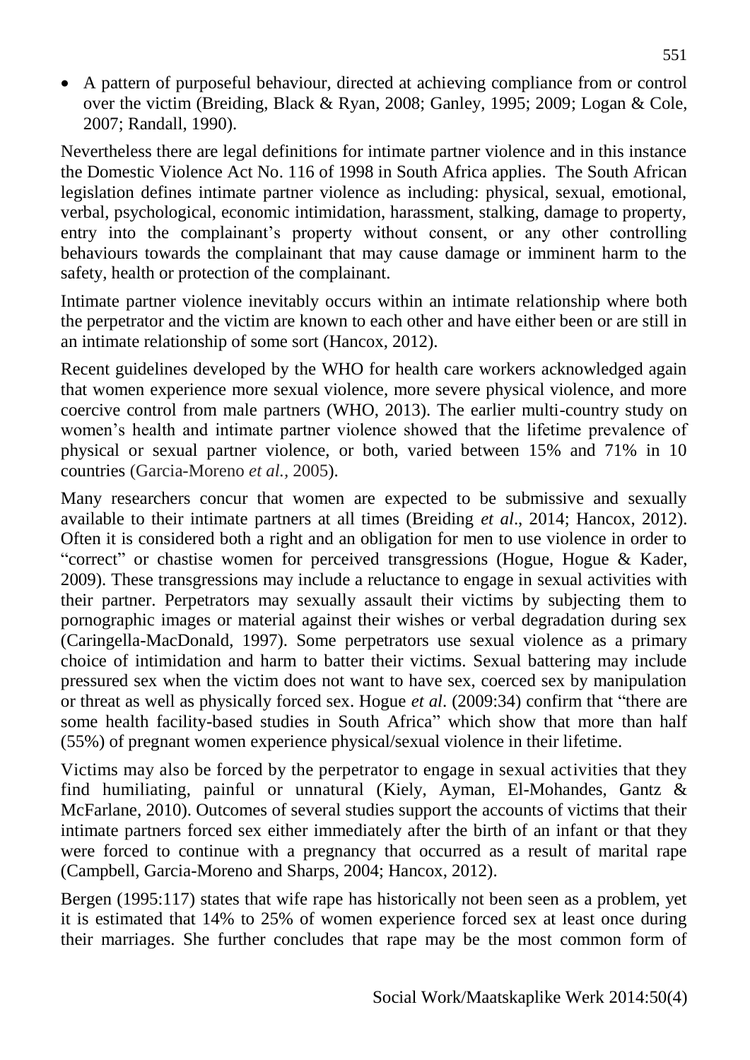- A pattern of purposeful behaviour, directed at achieving compliance from or control over the victim (Breiding, Black & Ryan, 2008; Ganley, 1995; 2009; Logan & Cole, 2007; Randall, 1990).

Nevertheless there are legal definitions for intimate partner violence and in this instance the Domestic Violence Act No. 116 of 1998 in South Africa applies. The South African legislation defines intimate partner violence as including: physical, sexual, emotional, verbal, psychological, economic intimidation, harassment, stalking, damage to property, entry into the complainant's property without consent, or any other controlling behaviours towards the complainant that may cause damage or imminent harm to the safety, health or protection of the complainant.

Intimate partner violence inevitably occurs within an intimate relationship where both the perpetrator and the victim are known to each other and have either been or are still in an intimate relationship of some sort (Hancox, 2012).

Recent guidelines developed by the WHO for health care workers acknowledged again that women experience more sexual violence, more severe physical violence, and more coercive control from male partners (WHO, 2013). The earlier multi-country study on women's health and intimate partner violence showed that the lifetime prevalence of physical or sexual partner violence, or both, varied between 15% and 71% in 10 countries (Garcia-Moreno *et al.*, 2005).

Many researchers concur that women are expected to be submissive and sexually available to their intimate partners at all times (Breiding *et al*., 2014; Hancox, 2012). Often it is considered both a right and an obligation for men to use violence in order to "correct" or chastise women for perceived transgressions (Hogue, Hogue & Kader, 2009). These transgressions may include a reluctance to engage in sexual activities with their partner. Perpetrators may sexually assault their victims by subjecting them to pornographic images or material against their wishes or verbal degradation during sex (Caringella-MacDonald, 1997). Some perpetrators use sexual violence as a primary choice of intimidation and harm to batter their victims. Sexual battering may include pressured sex when the victim does not want to have sex, coerced sex by manipulation or threat as well as physically forced sex. Hogue *et al*. (2009:34) confirm that "there are some health facility-based studies in South Africa" which show that more than half (55%) of pregnant women experience physical/sexual violence in their lifetime.

Victims may also be forced by the perpetrator to engage in sexual activities that they find humiliating, painful or unnatural (Kiely, Ayman, El-Mohandes, Gantz & McFarlane, 2010). Outcomes of several studies support the accounts of victims that their intimate partners forced sex either immediately after the birth of an infant or that they were forced to continue with a pregnancy that occurred as a result of marital rape (Campbell, Garcia-Moreno and Sharps, 2004; Hancox, 2012).

Bergen (1995:117) states that wife rape has historically not been seen as a problem, yet it is estimated that 14% to 25% of women experience forced sex at least once during their marriages. She further concludes that rape may be the most common form of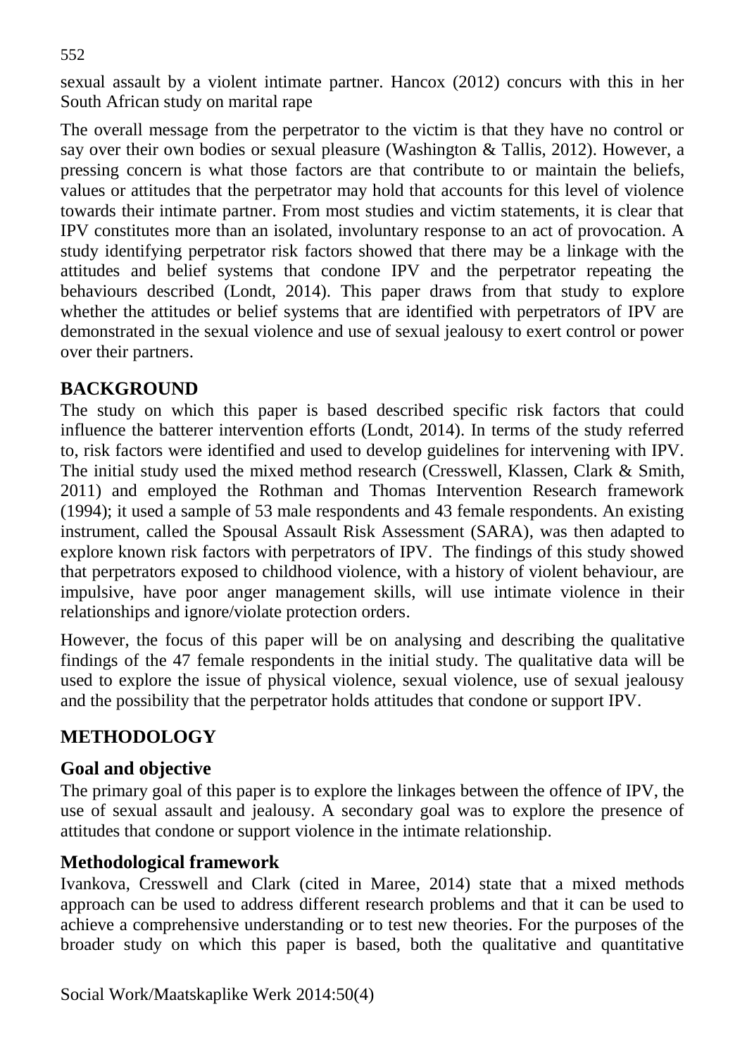sexual assault by a violent intimate partner. Hancox (2012) concurs with this in her South African study on marital rape

The overall message from the perpetrator to the victim is that they have no control or say over their own bodies or sexual pleasure (Washington & Tallis, 2012). However, a pressing concern is what those factors are that contribute to or maintain the beliefs, values or attitudes that the perpetrator may hold that accounts for this level of violence towards their intimate partner. From most studies and victim statements, it is clear that IPV constitutes more than an isolated, involuntary response to an act of provocation. A study identifying perpetrator risk factors showed that there may be a linkage with the attitudes and belief systems that condone IPV and the perpetrator repeating the behaviours described (Londt, 2014). This paper draws from that study to explore whether the attitudes or belief systems that are identified with perpetrators of IPV are demonstrated in the sexual violence and use of sexual jealousy to exert control or power over their partners.

## BACKGROUND

The study on which this paper is based described specific risk factors that could influence the batterer intervention efforts (Londt, 2014). In terms of the study referred to, risk factors were identified and used to develop guidelines for intervening with IPV. The initial study used the mixed method research (Cresswell, Klassen, Clark & Smith, 2011) and employed the Rothman and Thomas Intervention Research framework (1994); it used a sample of 53 male respondents and 43 female respondents. An existing instrument, called the Spousal Assault Risk Assessment (SARA), was then adapted to explore known risk factors with perpetrators of IPV. The findings of this study showed that perpetrators exposed to childhood violence, with a history of violent behaviour, are impulsive, have poor anger management skills, will use intimate violence in their relationships and ignore/violate protection orders.

However, the focus of this paper will be on analysing and describing the qualitative findings of the 47 female respondents in the initial study. The qualitative data will be used to explore the issue of physical violence, sexual violence, use of sexual jealousy and the possibility that the perpetrator holds attitudes that condone or support IPV.

## METHODOLOGY

### Goal and objective

The primary goal of this paper is to explore the linkages between the offence of IPV, the use of sexual assault and jealousy. A secondary goal was to explore the presence of attitudes that condone or support violence in the intimate relationship.

### Methodological framework

Ivankova, Cresswell and Clark (cited in Maree, 2014) state that a mixed methods approach can be used to address different research problems and that it can be used to achieve a comprehensive understanding or to test new theories. For the purposes of the broader study on which this paper is based, both the qualitative and quantitative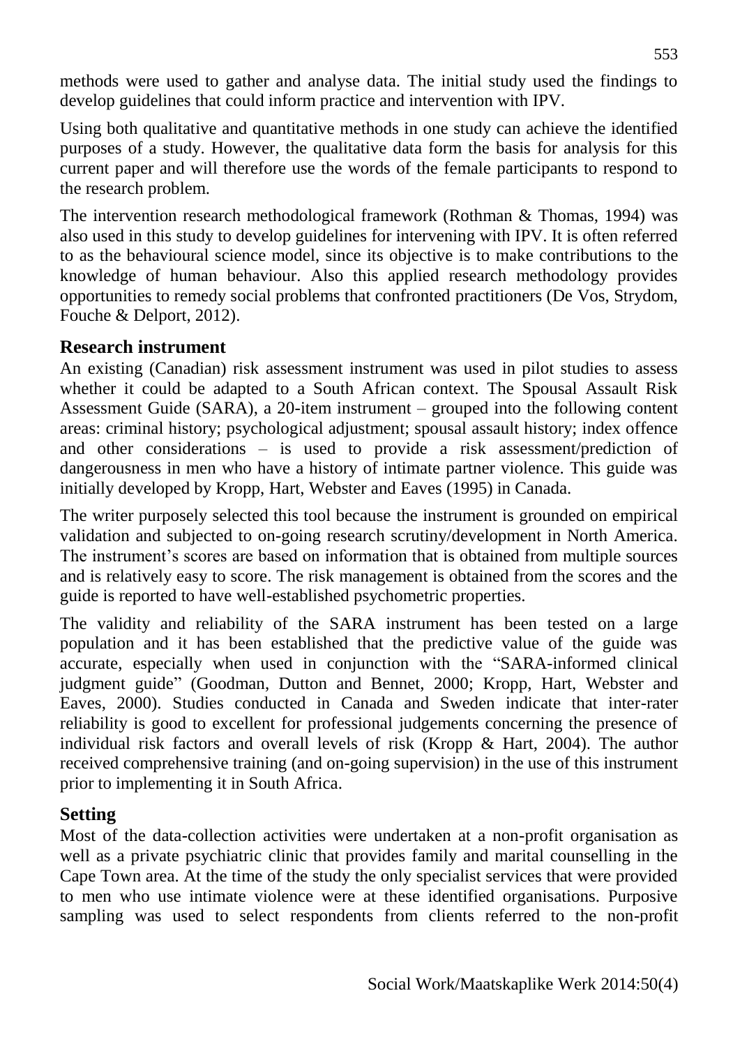methods were used to gather and analyse data. The initial study used the findings to develop guidelines that could inform practice and intervention with IPV.

Using both qualitative and quantitative methods in one study can achieve the identified purposes of a study. However, the qualitative data form the basis for analysis for this current paper and will therefore use the words of the female participants to respond to the research problem.

The intervention research methodological framework (Rothman & Thomas, 1994) was also used in this study to develop guidelines for intervening with IPV. It is often referred to as the behavioural science model, since its objective is to make contributions to the knowledge of human behaviour. Also this applied research methodology provides opportunities to remedy social problems that confronted practitioners (De Vos, Strydom, Fouche & Delport, 2012).

## Research instrument

An existing (Canadian) risk assessment instrument was used in pilot studies to assess whether it could be adapted to a South African context. The Spousal Assault Risk Assessment Guide (SARA), a 20-item instrument – grouped into the following content areas: criminal history; psychological adjustment; spousal assault history; index offence and other considerations – is used to provide a risk assessment/prediction of dangerousness in men who have a history of intimate partner violence. This guide was initially developed by Kropp, Hart, Webster and Eaves (1995) in Canada.

The writer purposely selected this tool because the instrument is grounded on empirical validation and subjected to on-going research scrutiny/development in North America. The instrument's scores are based on information that is obtained from multiple sources and is relatively easy to score. The risk management is obtained from the scores and the guide is reported to have well-established psychometric properties.

The validity and reliability of the SARA instrument has been tested on a large population and it has been established that the predictive value of the guide was accurate, especially when used in conjunction with the "SARA-informed clinical judgment guide" (Goodman, Dutton and Bennet, 2000; Kropp, Hart, Webster and Eaves, 2000). Studies conducted in Canada and Sweden indicate that inter-rater reliability is good to excellent for professional judgements concerning the presence of individual risk factors and overall levels of risk (Kropp & Hart, 2004). The author received comprehensive training (and on-going supervision) in the use of this instrument prior to implementing it in South Africa.

## Setting

Most of the data-collection activities were undertaken at a non-profit organisation as well as a private psychiatric clinic that provides family and marital counselling in the Cape Town area. At the time of the study the only specialist services that were provided to men who use intimate violence were at these identified organisations. Purposive sampling was used to select respondents from clients referred to the non-profit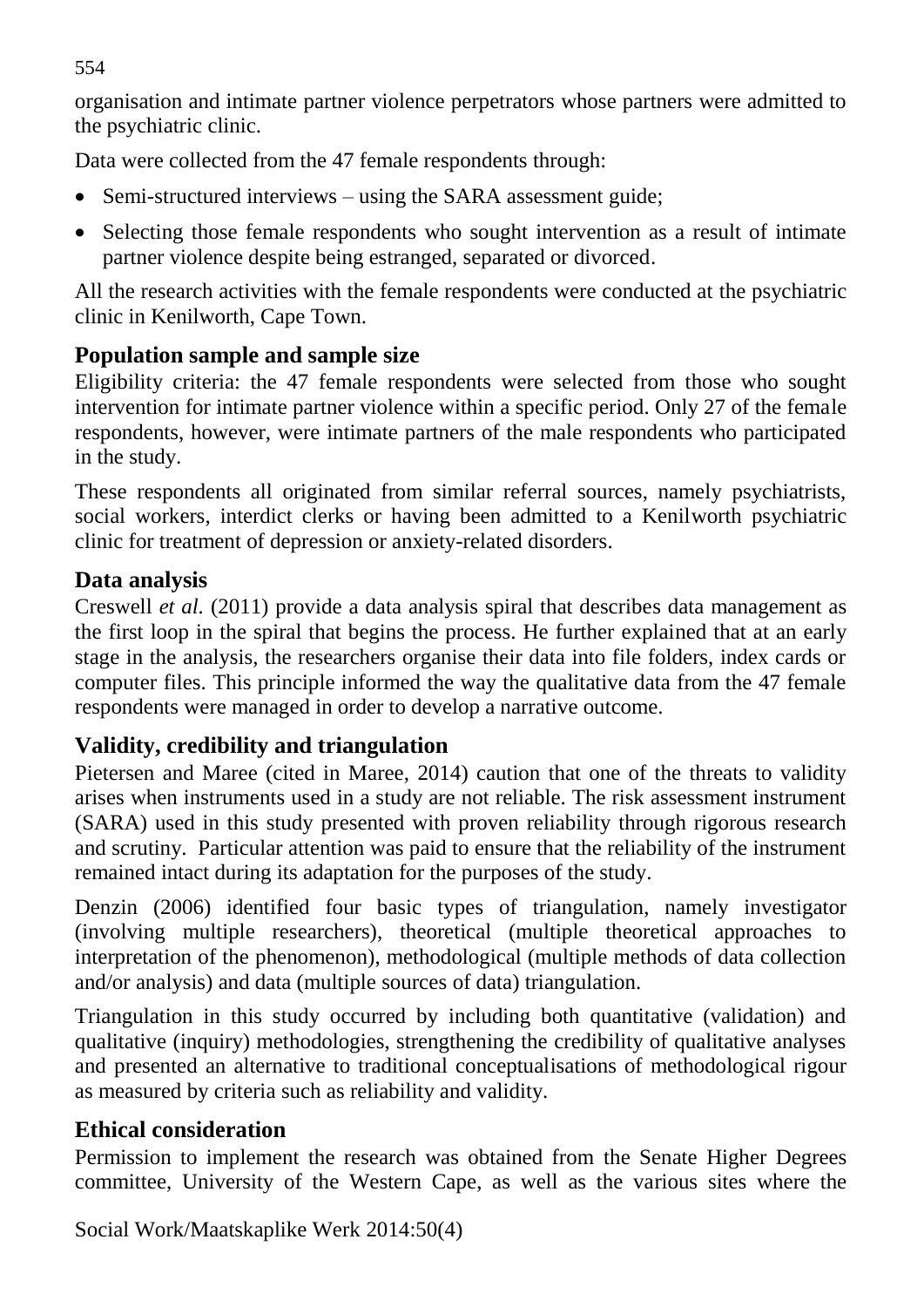organisation and intimate partner violence perpetrators whose partners were admitted to the psychiatric clinic.

Data were collected from the 47 female respondents through:

- Semi-structured interviews – using the SARA assessment guide;
- Selecting those female respondents who sought intervention as a result of intimate partner violence despite being estranged, separated or divorced.

All the research activities with the female respondents were conducted at the psychiatric clinic in Kenilworth, Cape Town.

## Population sample and sample size

Eligibility criteria: the 47 female respondents were selected from those who sought intervention for intimate partner violence within a specific period. Only 27 of the female respondents, however, were intimate partners of the male respondents who participated in the study.

These respondents all originated from similar referral sources, namely psychiatrists, social workers, interdict clerks or having been admitted to a Kenilworth psychiatric clinic for treatment of depression or anxiety-related disorders.

## Data analysis

Creswell *et al.* (2011) provide a data analysis spiral that describes data management as the first loop in the spiral that begins the process. He further explained that at an early stage in the analysis, the researchers organise their data into file folders, index cards or computer files. This principle informed the way the qualitative data from the 47 female respondents were managed in order to develop a narrative outcome.

## Validity, credibility and triangulation

Pietersen and Maree (cited in Maree, 2014) caution that one of the threats to validity arises when instruments used in a study are not reliable. The risk assessment instrument (SARA) used in this study presented with proven reliability through rigorous research and scrutiny. Particular attention was paid to ensure that the reliability of the instrument remained intact during its adaptation for the purposes of the study.

Denzin (2006) identified four basic types of triangulation, namely investigator (involving multiple researchers), theoretical (multiple theoretical approaches to interpretation of the phenomenon), methodological (multiple methods of data collection and/or analysis) and data (multiple sources of data) triangulation.

Triangulation in this study occurred by including both quantitative (validation) and qualitative (inquiry) methodologies, strengthening the credibility of qualitative analyses and presented an alternative to traditional conceptualisations of methodological rigour as measured by criteria such as reliability and validity.

## Ethical consideration

Permission to implement the research was obtained from the Senate Higher Degrees committee, University of the Western Cape, as well as the various sites where the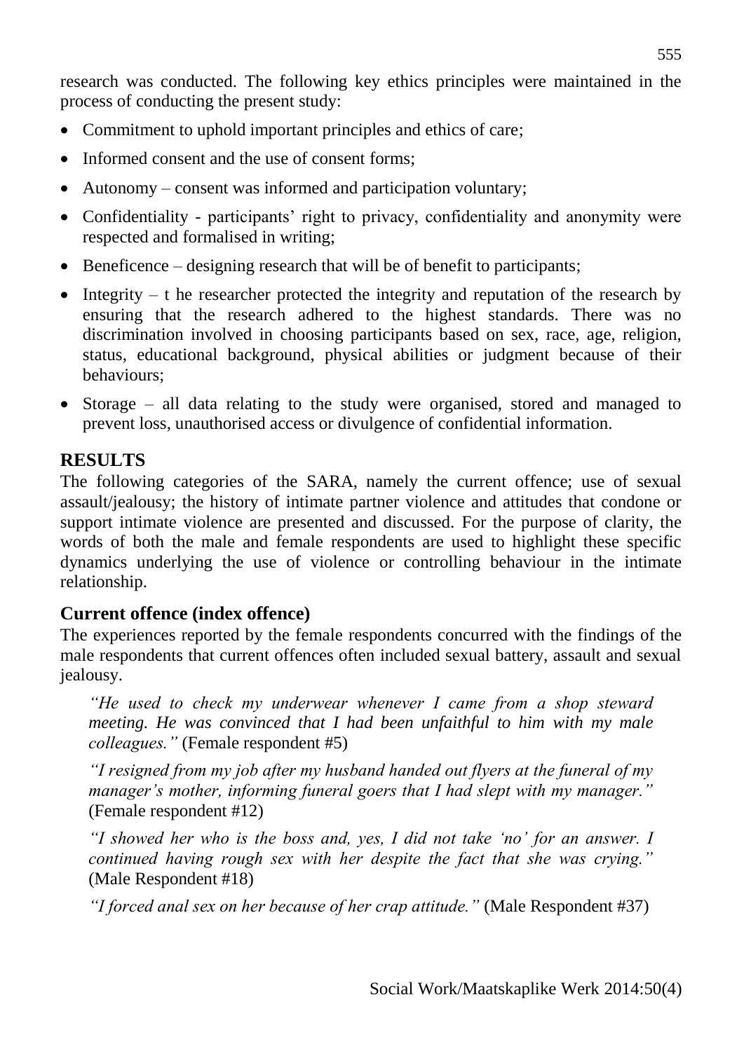research was conducted. The following key ethics principles were maintained in the process of conducting the present study:

- Commitment to uphold important principles and ethics of care;
- Informed consent and the use of consent forms;
- Autonomy – consent was informed and participation voluntary;
- Confidentiality - participants' right to privacy, confidentiality and anonymity were respected and formalised in writing;
- Beneficence – designing research that will be of benefit to participants;
- Integrity – t he researcher protected the integrity and reputation of the research by ensuring that the research adhered to the highest standards. There was no discrimination involved in choosing participants based on sex, race, age, religion, status, educational background, physical abilities or judgment because of their behaviours;
- Storage – all data relating to the study were organised, stored and managed to prevent loss, unauthorised access or divulgence of confidential information.

## RESULTS

The following categories of the SARA, namely the current offence; use of sexual assault/jealousy; the history of intimate partner violence and attitudes that condone or support intimate violence are presented and discussed. For the purpose of clarity, the words of both the male and female respondents are used to highlight these specific dynamics underlying the use of violence or controlling behaviour in the intimate relationship.

### Current offence (index offence)

The experiences reported by the female respondents concurred with the findings of the male respondents that current offences often included sexual battery, assault and sexual jealousy.

> *"He used to check my underwear whenever I came from a shop steward meeting. He was convinced that I had been unfaithful to him with my male colleagues."* (Female respondent #5)
>
> *"I resigned from my job after my husband handed out flyers at the funeral of my manager's mother, informing funeral goers that I had slept with my manager."* (Female respondent #12)
>
> *"I showed her who is the boss and, yes, I did not take 'no' for an answer. I continued having rough sex with her despite the fact that she was crying."* (Male Respondent #18)
>
> *"I forced anal sex on her because of her crap attitude."* (Male Respondent #37)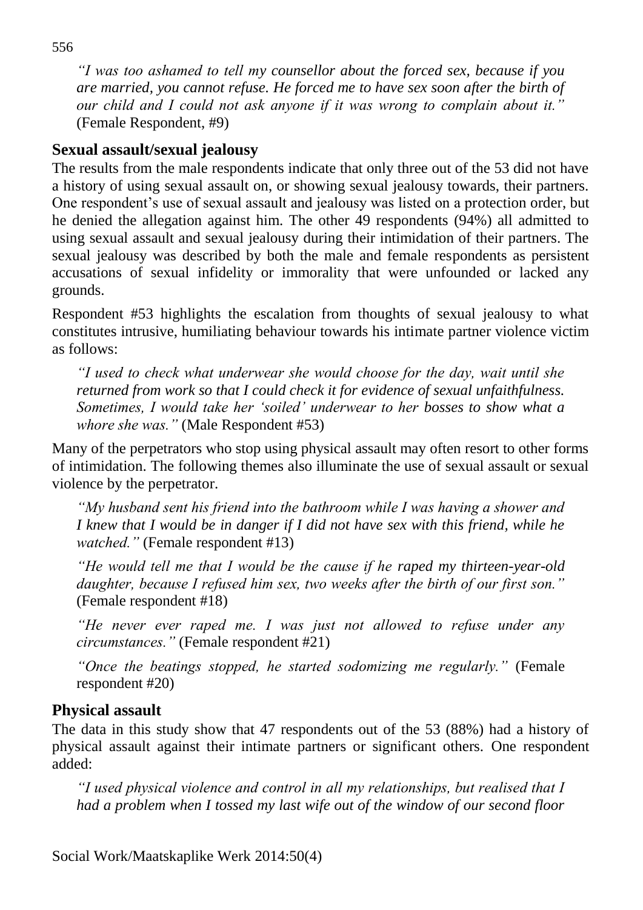*"I was too ashamed to tell my counsellor about the forced sex, because if you are married, you cannot refuse. He forced me to have sex soon after the birth of our child and I could not ask anyone if it was wrong to complain about it."* (Female Respondent, #9)

## Sexual assault/sexual jealousy

The results from the male respondents indicate that only three out of the 53 did not have a history of using sexual assault on, or showing sexual jealousy towards, their partners. One respondent's use of sexual assault and jealousy was listed on a protection order, but he denied the allegation against him. The other 49 respondents (94%) all admitted to using sexual assault and sexual jealousy during their intimidation of their partners. The sexual jealousy was described by both the male and female respondents as persistent accusations of sexual infidelity or immorality that were unfounded or lacked any grounds.

Respondent #53 highlights the escalation from thoughts of sexual jealousy to what constitutes intrusive, humiliating behaviour towards his intimate partner violence victim as follows:

*"I used to check what underwear she would choose for the day, wait until she returned from work so that I could check it for evidence of sexual unfaithfulness. Sometimes, I would take her 'soiled' underwear to her bosses to show what a whore she was."* (Male Respondent #53)

Many of the perpetrators who stop using physical assault may often resort to other forms of intimidation. The following themes also illuminate the use of sexual assault or sexual violence by the perpetrator.

*"My husband sent his friend into the bathroom while I was having a shower and I knew that I would be in danger if I did not have sex with this friend, while he watched."* (Female respondent #13)

*"He would tell me that I would be the cause if he raped my thirteen-year-old daughter, because I refused him sex, two weeks after the birth of our first son."* (Female respondent #18)

*"He never ever raped me. I was just not allowed to refuse under any circumstances."* (Female respondent #21)

*"Once the beatings stopped, he started sodomizing me regularly."* (Female respondent #20)

## Physical assault

The data in this study show that 47 respondents out of the 53 (88%) had a history of physical assault against their intimate partners or significant others. One respondent added:

*"I used physical violence and control in all my relationships, but realised that I had a problem when I tossed my last wife out of the window of our second floor*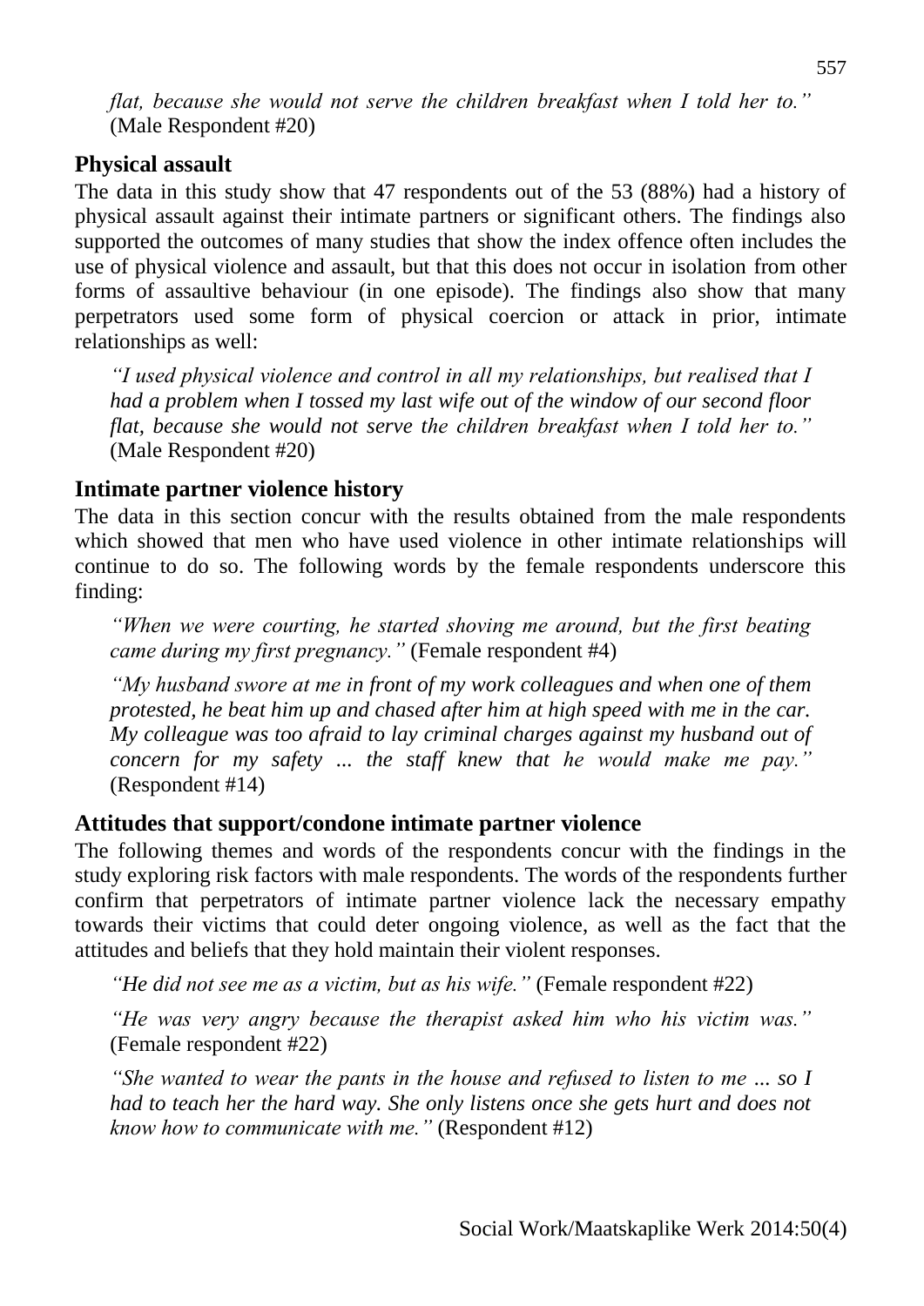*flat, because she would not serve the children breakfast when I told her to."* (Male Respondent #20)

## Physical assault

The data in this study show that 47 respondents out of the 53 (88%) had a history of physical assault against their intimate partners or significant others. The findings also supported the outcomes of many studies that show the index offence often includes the use of physical violence and assault, but that this does not occur in isolation from other forms of assaultive behaviour (in one episode). The findings also show that many perpetrators used some form of physical coercion or attack in prior, intimate relationships as well:

> *"I used physical violence and control in all my relationships, but realised that I had a problem when I tossed my last wife out of the window of our second floor flat, because she would not serve the children breakfast when I told her to."* (Male Respondent #20)

## Intimate partner violence history

The data in this section concur with the results obtained from the male respondents which showed that men who have used violence in other intimate relationships will continue to do so. The following words by the female respondents underscore this finding:

> *"When we were courting, he started shoving me around, but the first beating came during my first pregnancy."* (Female respondent #4)

> *"My husband swore at me in front of my work colleagues and when one of them protested, he beat him up and chased after him at high speed with me in the car. My colleague was too afraid to lay criminal charges against my husband out of concern for my safety ... the staff knew that he would make me pay."* (Respondent #14)

## Attitudes that support/condone intimate partner violence

The following themes and words of the respondents concur with the findings in the study exploring risk factors with male respondents. The words of the respondents further confirm that perpetrators of intimate partner violence lack the necessary empathy towards their victims that could deter ongoing violence, as well as the fact that the attitudes and beliefs that they hold maintain their violent responses.

> *"He did not see me as a victim, but as his wife."* (Female respondent #22)

> *"He was very angry because the therapist asked him who his victim was."* (Female respondent #22)

> *"She wanted to wear the pants in the house and refused to listen to me ... so I had to teach her the hard way. She only listens once she gets hurt and does not know how to communicate with me."* (Respondent #12)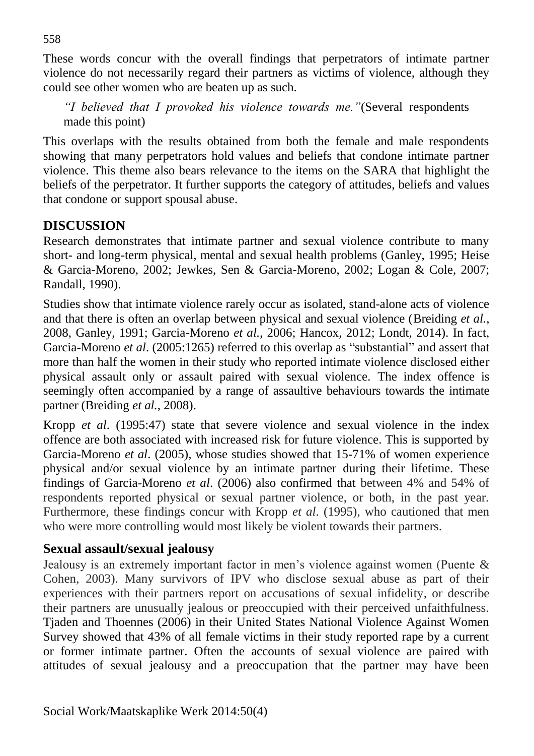These words concur with the overall findings that perpetrators of intimate partner violence do not necessarily regard their partners as victims of violence, although they could see other women who are beaten up as such.

> *"I believed that I provoked his violence towards me."*(Several respondents made this point)

This overlaps with the results obtained from both the female and male respondents showing that many perpetrators hold values and beliefs that condone intimate partner violence. This theme also bears relevance to the items on the SARA that highlight the beliefs of the perpetrator. It further supports the category of attitudes, beliefs and values that condone or support spousal abuse.

## DISCUSSION

Research demonstrates that intimate partner and sexual violence contribute to many short- and long-term physical, mental and sexual health problems (Ganley, 1995; Heise & Garcia-Moreno, 2002; Jewkes, Sen & Garcia-Moreno, 2002; Logan & Cole, 2007; Randall, 1990).

Studies show that intimate violence rarely occur as isolated, stand-alone acts of violence and that there is often an overlap between physical and sexual violence (Breiding *et al.*, 2008, Ganley, 1991; Garcia-Moreno *et al.*, 2006; Hancox, 2012; Londt, 2014). In fact, Garcia-Moreno *et al*. (2005:1265) referred to this overlap as "substantial" and assert that more than half the women in their study who reported intimate violence disclosed either physical assault only or assault paired with sexual violence. The index offence is seemingly often accompanied by a range of assaultive behaviours towards the intimate partner (Breiding *et al.*, 2008).

Kropp *et al*. (1995:47) state that severe violence and sexual violence in the index offence are both associated with increased risk for future violence. This is supported by Garcia-Moreno *et al*. (2005), whose studies showed that 15-71% of women experience physical and/or sexual violence by an intimate partner during their lifetime. These findings of Garcia-Moreno *et al*. (2006) also confirmed that between 4% and 54% of respondents reported physical or sexual partner violence, or both, in the past year. Furthermore, these findings concur with Kropp *et al*. (1995), who cautioned that men who were more controlling would most likely be violent towards their partners.

### Sexual assault/sexual jealousy

Jealousy is an extremely important factor in men's violence against women (Puente & Cohen, 2003). Many survivors of IPV who disclose sexual abuse as part of their experiences with their partners report on accusations of sexual infidelity, or describe their partners are unusually jealous or preoccupied with their perceived unfaithfulness. Tjaden and Thoennes (2006) in their United States National Violence Against Women Survey showed that 43% of all female victims in their study reported rape by a current or former intimate partner. Often the accounts of sexual violence are paired with attitudes of sexual jealousy and a preoccupation that the partner may have been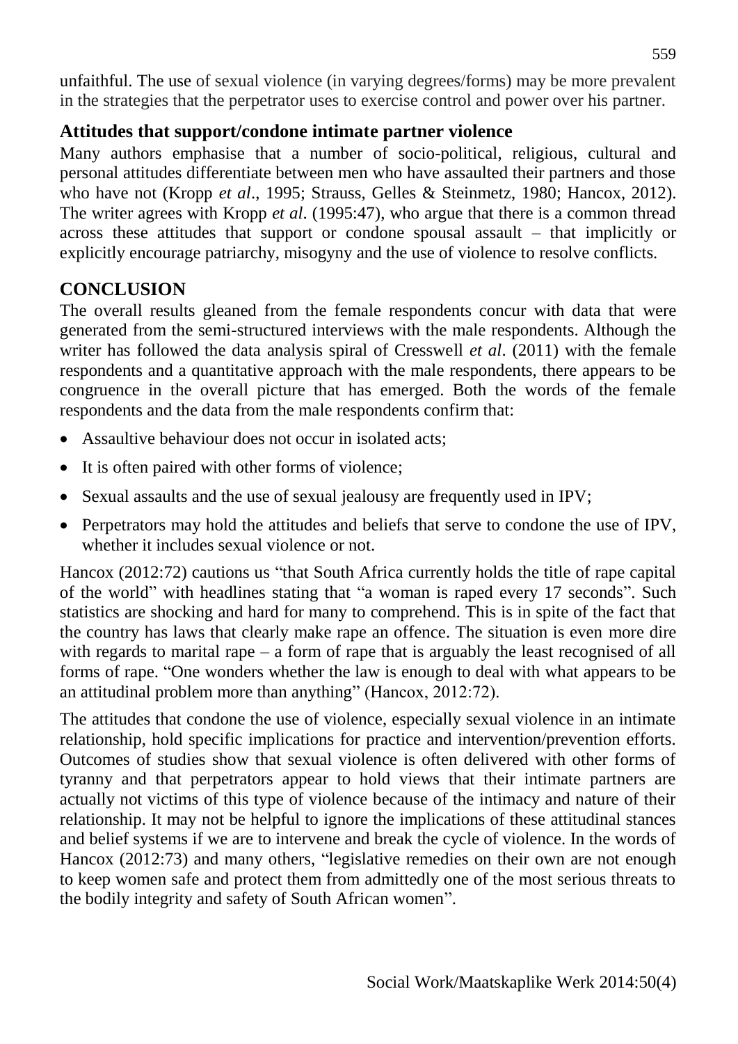unfaithful. The use of sexual violence (in varying degrees/forms) may be more prevalent in the strategies that the perpetrator uses to exercise control and power over his partner.

### Attitudes that support/condone intimate partner violence

Many authors emphasise that a number of socio-political, religious, cultural and personal attitudes differentiate between men who have assaulted their partners and those who have not (Kropp *et al*., 1995; Strauss, Gelles & Steinmetz, 1980; Hancox, 2012). The writer agrees with Kropp *et al*. (1995:47), who argue that there is a common thread across these attitudes that support or condone spousal assault – that implicitly or explicitly encourage patriarchy, misogyny and the use of violence to resolve conflicts.

## CONCLUSION

The overall results gleaned from the female respondents concur with data that were generated from the semi-structured interviews with the male respondents. Although the writer has followed the data analysis spiral of Cresswell *et al*. (2011) with the female respondents and a quantitative approach with the male respondents, there appears to be congruence in the overall picture that has emerged. Both the words of the female respondents and the data from the male respondents confirm that:

- Assaultive behaviour does not occur in isolated acts;
- It is often paired with other forms of violence;
- Sexual assaults and the use of sexual jealousy are frequently used in IPV;
- Perpetrators may hold the attitudes and beliefs that serve to condone the use of IPV, whether it includes sexual violence or not.

Hancox (2012:72) cautions us "that South Africa currently holds the title of rape capital of the world" with headlines stating that "a woman is raped every 17 seconds". Such statistics are shocking and hard for many to comprehend. This is in spite of the fact that the country has laws that clearly make rape an offence. The situation is even more dire with regards to marital rape – a form of rape that is arguably the least recognised of all forms of rape. "One wonders whether the law is enough to deal with what appears to be an attitudinal problem more than anything" (Hancox, 2012:72).

The attitudes that condone the use of violence, especially sexual violence in an intimate relationship, hold specific implications for practice and intervention/prevention efforts. Outcomes of studies show that sexual violence is often delivered with other forms of tyranny and that perpetrators appear to hold views that their intimate partners are actually not victims of this type of violence because of the intimacy and nature of their relationship. It may not be helpful to ignore the implications of these attitudinal stances and belief systems if we are to intervene and break the cycle of violence. In the words of Hancox (2012:73) and many others, "legislative remedies on their own are not enough to keep women safe and protect them from admittedly one of the most serious threats to the bodily integrity and safety of South African women".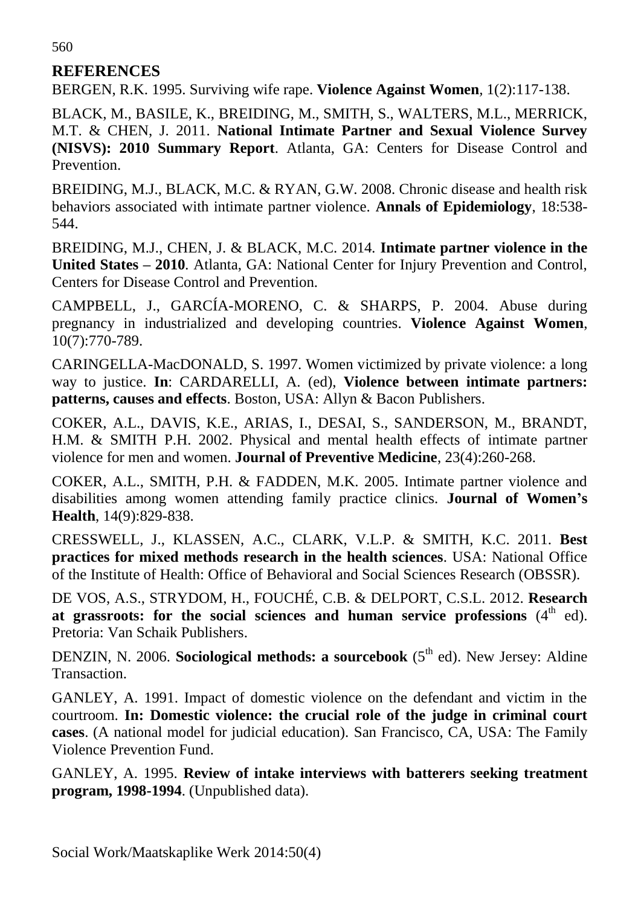## REFERENCES

BERGEN, R.K. 1995. Surviving wife rape. **Violence Against Women**, 1(2):117-138.

BLACK, M., BASILE, K., BREIDING, M., SMITH, S., WALTERS, M.L., MERRICK, M.T. & CHEN, J. 2011. **National Intimate Partner and Sexual Violence Survey (NISVS): 2010 Summary Report**. Atlanta, GA: Centers for Disease Control and Prevention.

BREIDING, M.J., BLACK, M.C. & RYAN, G.W. 2008. Chronic disease and health risk behaviors associated with intimate partner violence. **Annals of Epidemiology**, 18:538-544.

BREIDING, M.J., CHEN, J. & BLACK, M.C. 2014. **Intimate partner violence in the United States – 2010**. Atlanta, GA: National Center for Injury Prevention and Control, Centers for Disease Control and Prevention.

CAMPBELL, J., GARCÍA-MORENO, C. & SHARPS, P. 2004. Abuse during pregnancy in industrialized and developing countries. **Violence Against Women**, 10(7):770-789.

CARINGELLA-MacDONALD, S. 1997. Women victimized by private violence: a long way to justice. **In**: CARDARELLI, A. (ed), **Violence between intimate partners: patterns, causes and effects**. Boston, USA: Allyn & Bacon Publishers.

COKER, A.L., DAVIS, K.E., ARIAS, I., DESAI, S., SANDERSON, M., BRANDT, H.M. & SMITH P.H. 2002. Physical and mental health effects of intimate partner violence for men and women. **Journal of Preventive Medicine**, 23(4):260-268.

COKER, A.L., SMITH, P.H. & FADDEN, M.K. 2005. Intimate partner violence and disabilities among women attending family practice clinics. **Journal of Women's Health**, 14(9):829-838.

CRESSWELL, J., KLASSEN, A.C., CLARK, V.L.P. & SMITH, K.C. 2011. **Best practices for mixed methods research in the health sciences**. USA: National Office of the Institute of Health: Office of Behavioral and Social Sciences Research (OBSSR).

DE VOS, A.S., STRYDOM, H., FOUCHÉ, C.B. & DELPORT, C.S.L. 2012. **Research at grassroots: for the social sciences and human service professions** (4th ed). Pretoria: Van Schaik Publishers.

DENZIN, N. 2006. **Sociological methods: a sourcebook** (5th ed). New Jersey: Aldine Transaction.

GANLEY, A. 1991. Impact of domestic violence on the defendant and victim in the courtroom. **In: Domestic violence: the crucial role of the judge in criminal court cases**. (A national model for judicial education). San Francisco, CA, USA: The Family Violence Prevention Fund.

GANLEY, A. 1995. **Review of intake interviews with batterers seeking treatment program, 1998-1994**. (Unpublished data).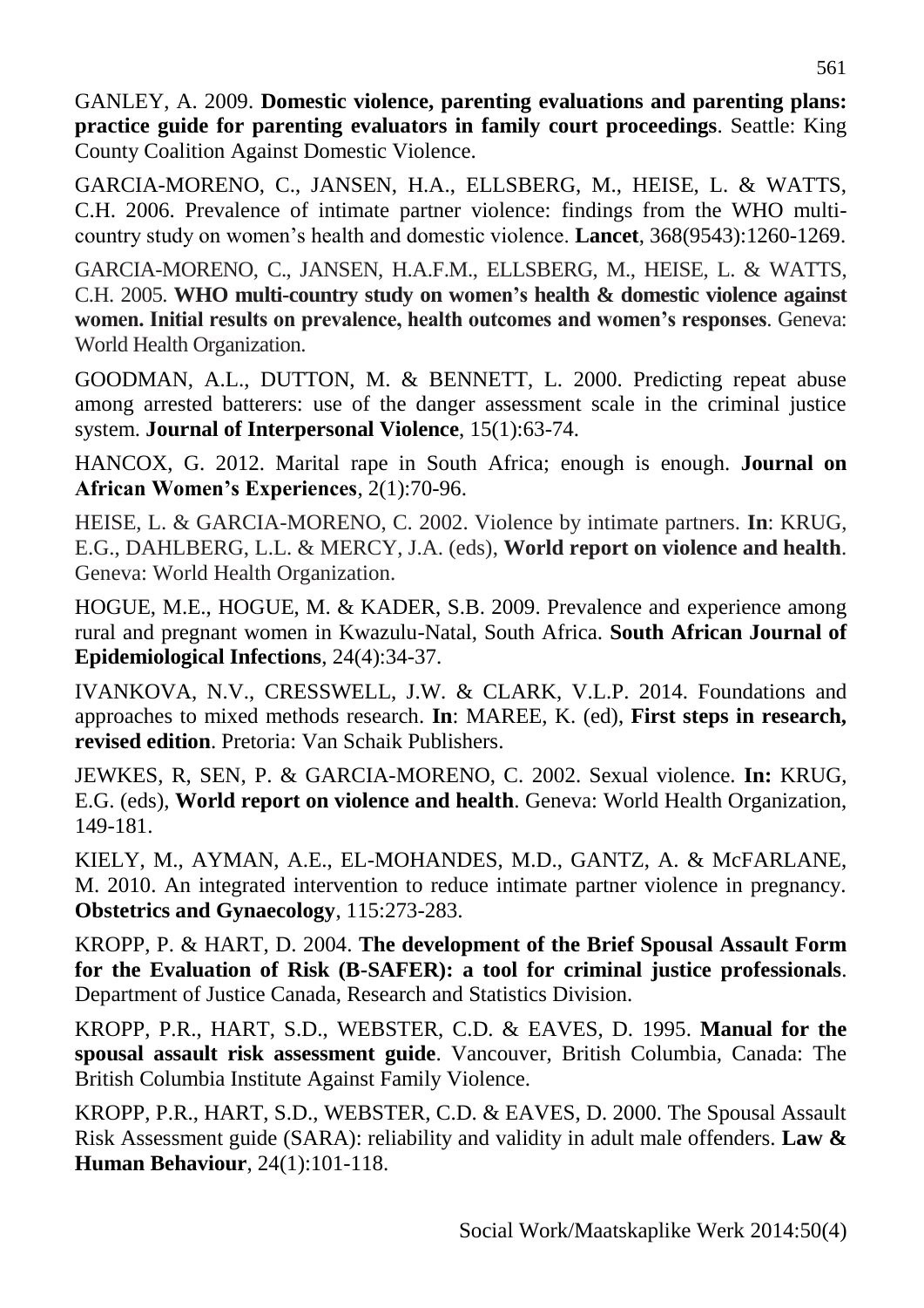GANLEY, A. 2009. **Domestic violence, parenting evaluations and parenting plans: practice guide for parenting evaluators in family court proceedings**. Seattle: King County Coalition Against Domestic Violence.

GARCIA-MORENO, C., JANSEN, H.A., ELLSBERG, M., HEISE, L. & WATTS, C.H. 2006. Prevalence of intimate partner violence: findings from the WHO multi-country study on women's health and domestic violence. **Lancet**, 368(9543):1260-1269.

GARCIA-MORENO, C., JANSEN, H.A.F.M., ELLSBERG, M., HEISE, L. & WATTS, C.H. 2005. **WHO multi-country study on women's health & domestic violence against women. Initial results on prevalence, health outcomes and women's responses**. Geneva: World Health Organization.

GOODMAN, A.L., DUTTON, M. & BENNETT, L. 2000. Predicting repeat abuse among arrested batterers: use of the danger assessment scale in the criminal justice system. **Journal of Interpersonal Violence**, 15(1):63-74.

HANCOX, G. 2012. Marital rape in South Africa; enough is enough. **Journal on African Women's Experiences**, 2(1):70-96.

HEISE, L. & GARCIA-MORENO, C. 2002. Violence by intimate partners. **In**: KRUG, E.G., DAHLBERG, L.L. & MERCY, J.A. (eds), **World report on violence and health**. Geneva: World Health Organization.

HOGUE, M.E., HOGUE, M. & KADER, S.B. 2009. Prevalence and experience among rural and pregnant women in Kwazulu-Natal, South Africa. **South African Journal of Epidemiological Infections**, 24(4):34-37.

IVANKOVA, N.V., CRESSWELL, J.W. & CLARK, V.L.P. 2014. Foundations and approaches to mixed methods research. **In**: MAREE, K. (ed), **First steps in research, revised edition**. Pretoria: Van Schaik Publishers.

JEWKES, R, SEN, P. & GARCIA-MORENO, C. 2002. Sexual violence. **In:** KRUG, E.G. (eds), **World report on violence and health**. Geneva: World Health Organization, 149-181.

KIELY, M., AYMAN, A.E., EL-MOHANDES, M.D., GANTZ, A. & McFARLANE, M. 2010. An integrated intervention to reduce intimate partner violence in pregnancy. **Obstetrics and Gynaecology**, 115:273-283.

KROPP, P. & HART, D. 2004. **The development of the Brief Spousal Assault Form for the Evaluation of Risk (B-SAFER): a tool for criminal justice professionals**. Department of Justice Canada, Research and Statistics Division.

KROPP, P.R., HART, S.D., WEBSTER, C.D. & EAVES, D. 1995. **Manual for the spousal assault risk assessment guide**. Vancouver, British Columbia, Canada: The British Columbia Institute Against Family Violence.

KROPP, P.R., HART, S.D., WEBSTER, C.D. & EAVES, D. 2000. The Spousal Assault Risk Assessment guide (SARA): reliability and validity in adult male offenders. **Law & Human Behaviour**, 24(1):101-118.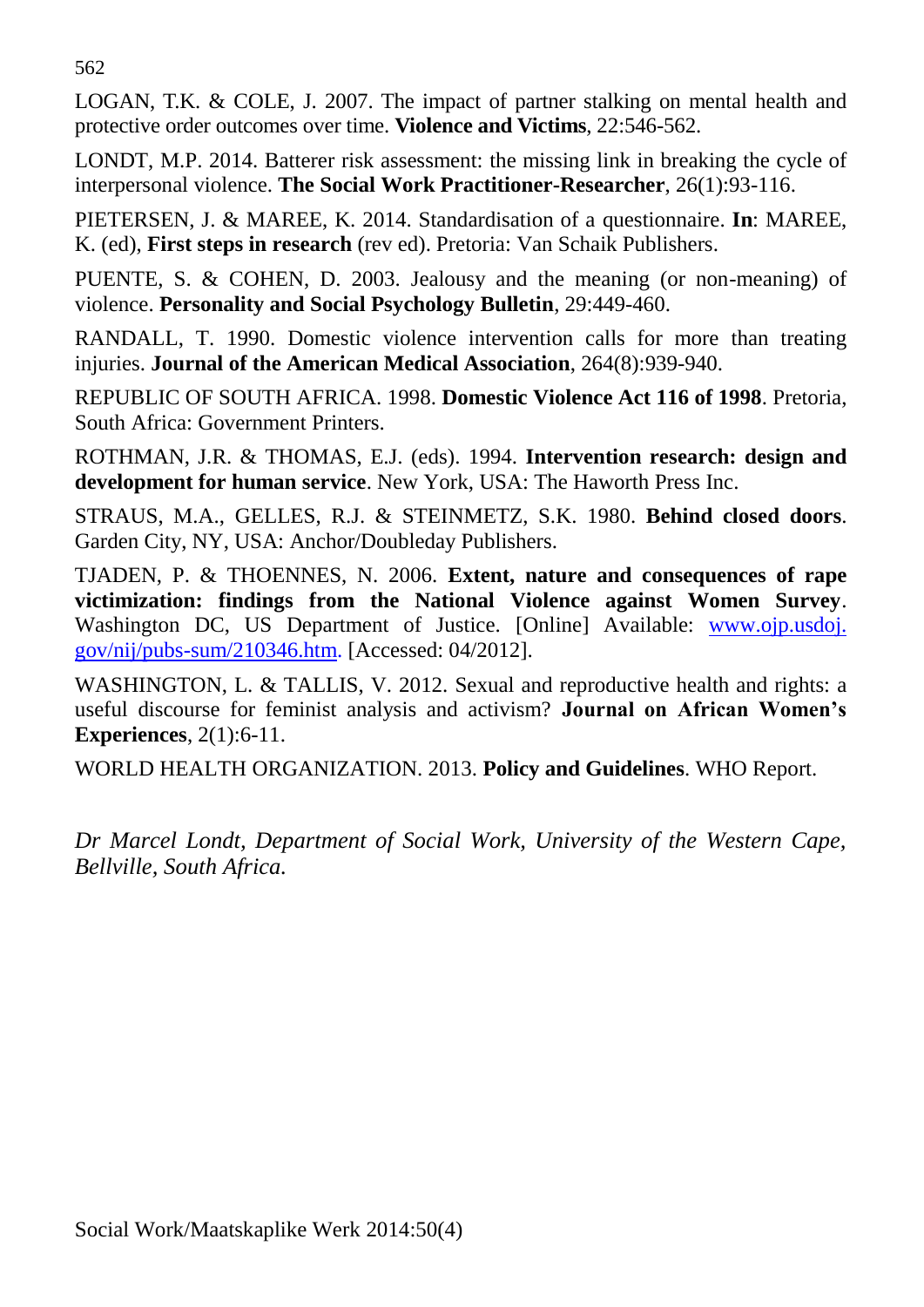LOGAN, T.K. & COLE, J. 2007. The impact of partner stalking on mental health and protective order outcomes over time. **Violence and Victims**, 22:546-562.

LONDT, M.P. 2014. Batterer risk assessment: the missing link in breaking the cycle of interpersonal violence. **The Social Work Practitioner-Researcher**, 26(1):93-116.

PIETERSEN, J. & MAREE, K. 2014. Standardisation of a questionnaire. **In**: MAREE, K. (ed), **First steps in research** (rev ed). Pretoria: Van Schaik Publishers.

PUENTE, S. & COHEN, D. 2003. Jealousy and the meaning (or non-meaning) of violence. **Personality and Social Psychology Bulletin**, 29:449-460.

RANDALL, T. 1990. Domestic violence intervention calls for more than treating injuries. **Journal of the American Medical Association**, 264(8):939-940.

REPUBLIC OF SOUTH AFRICA. 1998. **Domestic Violence Act 116 of 1998**. Pretoria, South Africa: Government Printers.

ROTHMAN, J.R. & THOMAS, E.J. (eds). 1994. **Intervention research: design and development for human service**. New York, USA: The Haworth Press Inc.

STRAUS, M.A., GELLES, R.J. & STEINMETZ, S.K. 1980. **Behind closed doors**. Garden City, NY, USA: Anchor/Doubleday Publishers.

TJADEN, P. & THOENNES, N. 2006. **Extent, nature and consequences of rape victimization: findings from the National Violence against Women Survey**. Washington DC, US Department of Justice. [Online] Available: www.ojp.usdoj.gov/nij/pubs-sum/210346.htm. [Accessed: 04/2012].

WASHINGTON, L. & TALLIS, V. 2012. Sexual and reproductive health and rights: a useful discourse for feminist analysis and activism? **Journal on African Women's Experiences**, 2(1):6-11.

WORLD HEALTH ORGANIZATION. 2013. **Policy and Guidelines**. WHO Report.

*Dr Marcel Londt, Department of Social Work, University of the Western Cape, Bellville, South Africa.*